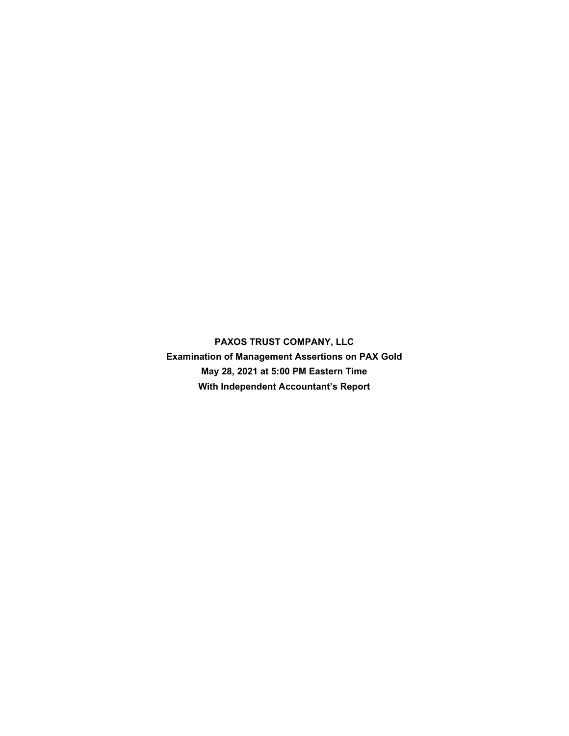**PAXOS TRUST COMPANY, LLC**

**Examination of Management Assertions on PAX Gold**

**May 28, 2021 at 5:00 PM Eastern Time**

**With Independent Accountant's Report**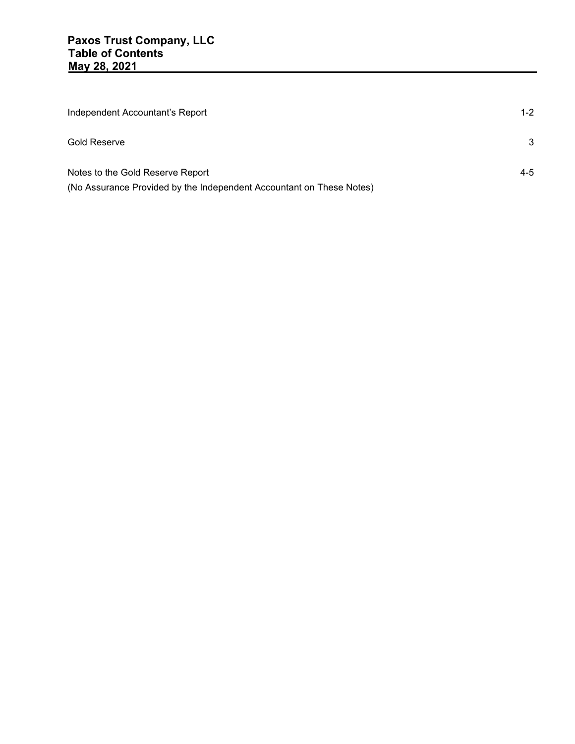**Paxos Trust Company, LLC**
**Table of Contents**
**May 28, 2021**

| | |
|---|---|
| Independent Accountant's Report | 1-2 |
| Gold Reserve | 3 |
| Notes to the Gold Reserve Report<br>(No Assurance Provided by the Independent Accountant on These Notes) | 4-5 |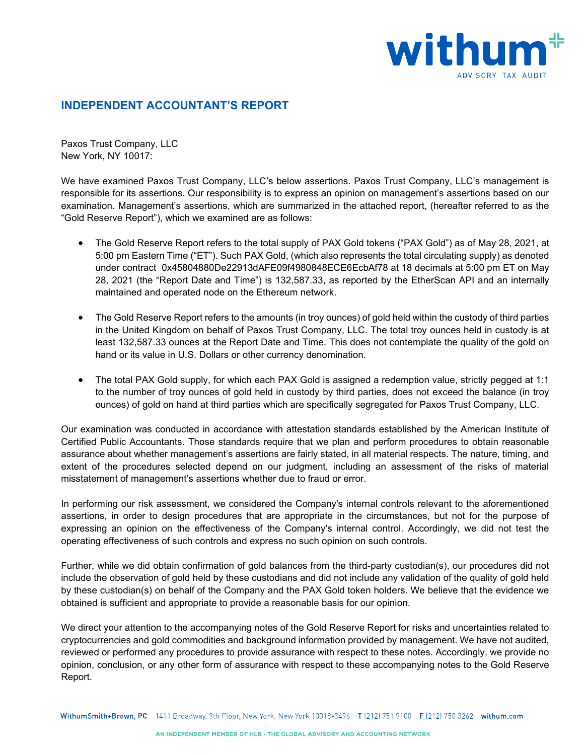## INDEPENDENT ACCOUNTANT'S REPORT

Paxos Trust Company, LLC
New York, NY 10017:

We have examined Paxos Trust Company, LLC's below assertions. Paxos Trust Company, LLC's management is responsible for its assertions. Our responsibility is to express an opinion on management's assertions based on our examination. Management's assertions, which are summarized in the attached report, (hereafter referred to as the "Gold Reserve Report"), which we examined are as follows:

- The Gold Reserve Report refers to the total supply of PAX Gold tokens ("PAX Gold") as of May 28, 2021, at 5:00 pm Eastern Time ("ET"). Such PAX Gold, (which also represents the total circulating supply) as denoted under contract 0x45804880De22913dAFE09f4980848ECE6EcbAf78 at 18 decimals at 5:00 pm ET on May 28, 2021 (the "Report Date and Time") is 132,587.33, as reported by the EtherScan API and an internally maintained and operated node on the Ethereum network.

- The Gold Reserve Report refers to the amounts (in troy ounces) of gold held within the custody of third parties in the United Kingdom on behalf of Paxos Trust Company, LLC. The total troy ounces held in custody is at least 132,587.33 ounces at the Report Date and Time. This does not contemplate the quality of the gold on hand or its value in U.S. Dollars or other currency denomination.

- The total PAX Gold supply, for which each PAX Gold is assigned a redemption value, strictly pegged at 1:1 to the number of troy ounces of gold held in custody by third parties, does not exceed the balance (in troy ounces) of gold on hand at third parties which are specifically segregated for Paxos Trust Company, LLC.

Our examination was conducted in accordance with attestation standards established by the American Institute of Certified Public Accountants. Those standards require that we plan and perform procedures to obtain reasonable assurance about whether management's assertions are fairly stated, in all material respects. The nature, timing, and extent of the procedures selected depend on our judgment, including an assessment of the risks of material misstatement of management's assertions whether due to fraud or error.

In performing our risk assessment, we considered the Company's internal controls relevant to the aforementioned assertions, in order to design procedures that are appropriate in the circumstances, but not for the purpose of expressing an opinion on the effectiveness of the Company's internal control. Accordingly, we did not test the operating effectiveness of such controls and express no such opinion on such controls.

Further, while we did obtain confirmation of gold balances from the third-party custodian(s), our procedures did not include the observation of gold held by these custodians and did not include any validation of the quality of gold held by these custodian(s) on behalf of the Company and the PAX Gold token holders. We believe that the evidence we obtained is sufficient and appropriate to provide a reasonable basis for our opinion.

We direct your attention to the accompanying notes of the Gold Reserve Report for risks and uncertainties related to cryptocurrencies and gold commodities and background information provided by management. We have not audited, reviewed or performed any procedures to provide assurance with respect to these notes. Accordingly, we provide no opinion, conclusion, or any other form of assurance with respect to these accompanying notes to the Gold Reserve Report.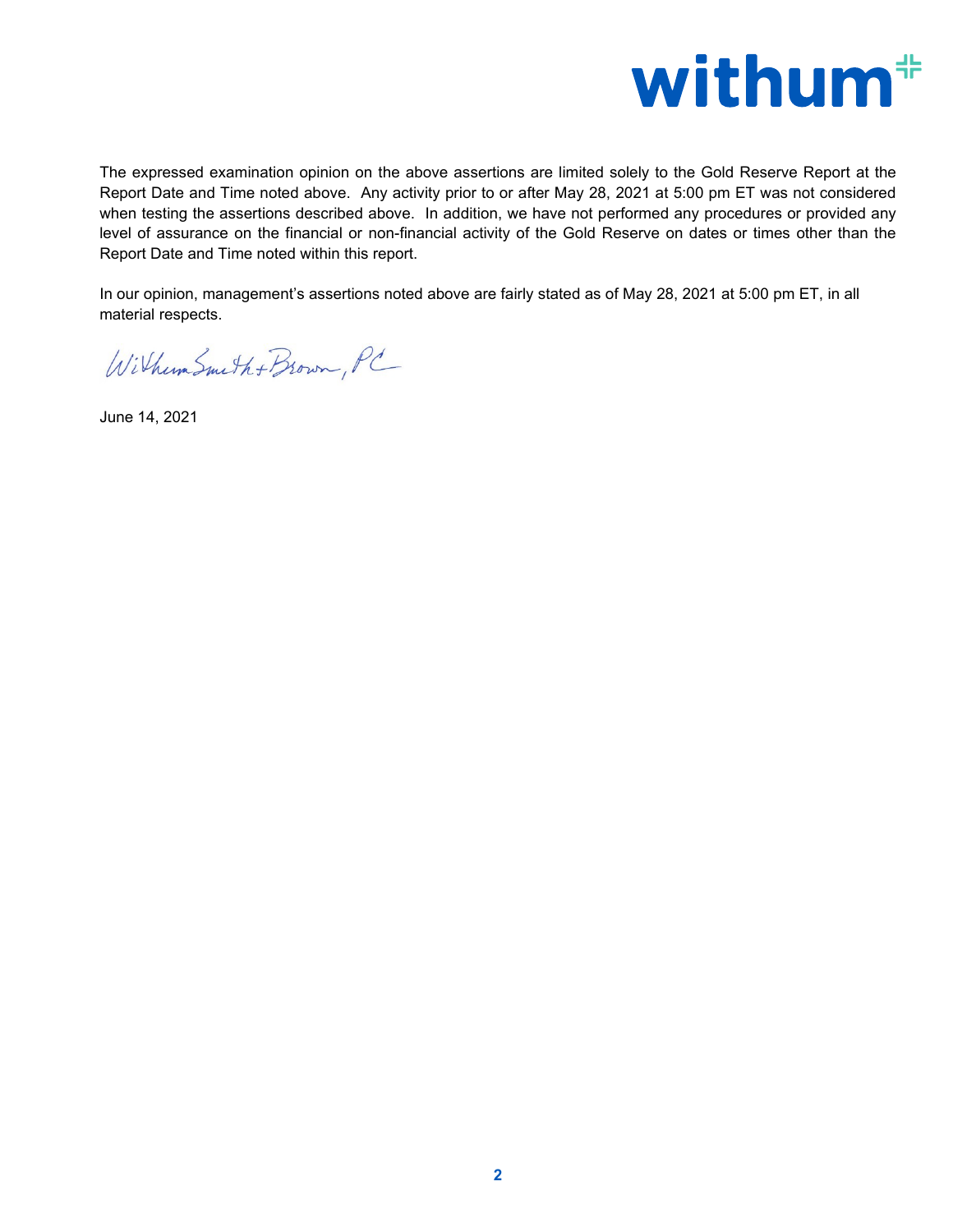The expressed examination opinion on the above assertions are limited solely to the Gold Reserve Report at the Report Date and Time noted above. Any activity prior to or after May 28, 2021 at 5:00 pm ET was not considered when testing the assertions described above. In addition, we have not performed any procedures or provided any level of assurance on the financial or non-financial activity of the Gold Reserve on dates or times other than the Report Date and Time noted within this report.

In our opinion, management's assertions noted above are fairly stated as of May 28, 2021 at 5:00 pm ET, in all material respects.

WithumSmith+Brown, PC

June 14, 2021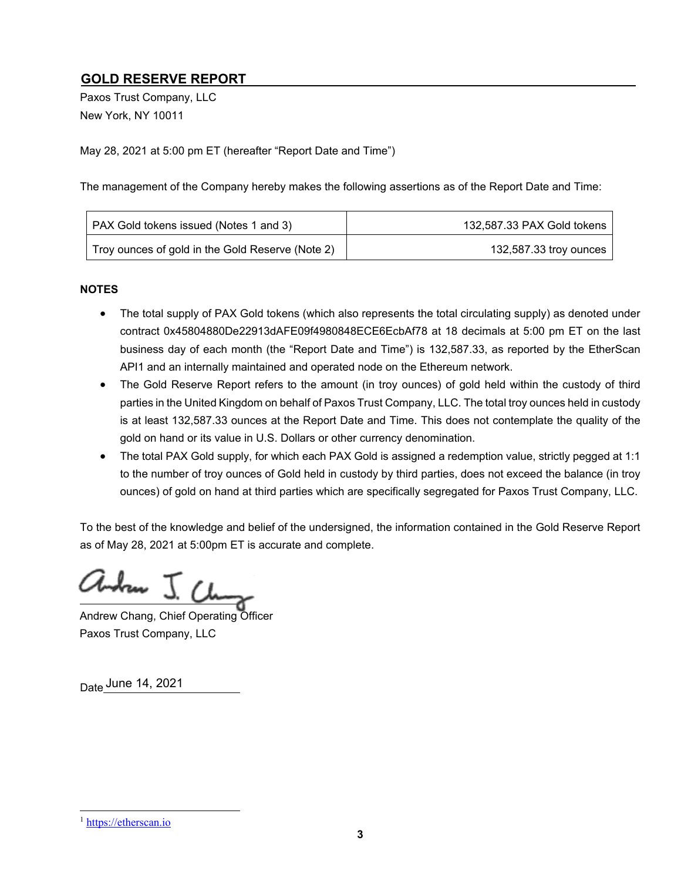## GOLD RESERVE REPORT

Paxos Trust Company, LLC
New York, NY 10011

May 28, 2021 at 5:00 pm ET (hereafter "Report Date and Time")

The management of the Company hereby makes the following assertions as of the Report Date and Time:

| | |
|---|---|
| PAX Gold tokens issued (Notes 1 and 3) | 132,587.33 PAX Gold tokens |
| Troy ounces of gold in the Gold Reserve (Note 2) | 132,587.33 troy ounces |

**NOTES**

- The total supply of PAX Gold tokens (which also represents the total circulating supply) as denoted under contract 0x45804880De22913dAFE09f4980848ECE6EcbAf78 at 18 decimals at 5:00 pm ET on the last business day of each month (the "Report Date and Time") is 132,587.33, as reported by the EtherScan API[1] and an internally maintained and operated node on the Ethereum network.
- The Gold Reserve Report refers to the amount (in troy ounces) of gold held within the custody of third parties in the United Kingdom on behalf of Paxos Trust Company, LLC. The total troy ounces held in custody is at least 132,587.33 ounces at the Report Date and Time. This does not contemplate the quality of the gold on hand or its value in U.S. Dollars or other currency denomination.
- The total PAX Gold supply, for which each PAX Gold is assigned a redemption value, strictly pegged at 1:1 to the number of troy ounces of Gold held in custody by third parties, does not exceed the balance (in troy ounces) of gold on hand at third parties which are specifically segregated for Paxos Trust Company, LLC.

To the best of the knowledge and belief of the undersigned, the information contained in the Gold Reserve Report as of May 28, 2021 at 5:00pm ET is accurate and complete.

Andrew J. Chang

Andrew Chang, Chief Operating Officer
Paxos Trust Company, LLC

Date June 14, 2021

[1] https://etherscan.io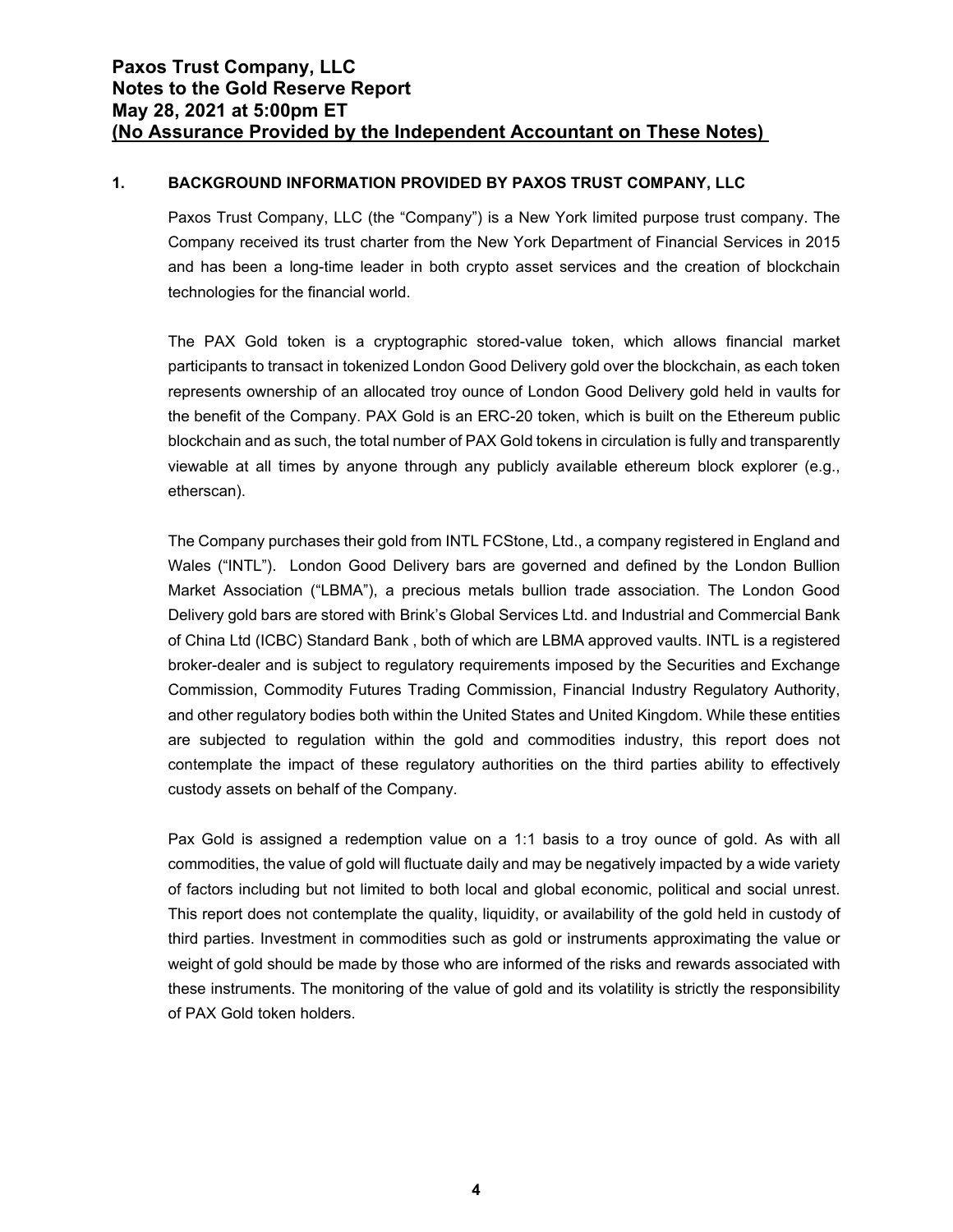# Paxos Trust Company, LLC
# Notes to the Gold Reserve Report
# May 28, 2021 at 5:00pm ET
# (No Assurance Provided by the Independent Accountant on These Notes)

## 1. BACKGROUND INFORMATION PROVIDED BY PAXOS TRUST COMPANY, LLC

Paxos Trust Company, LLC (the "Company") is a New York limited purpose trust company. The Company received its trust charter from the New York Department of Financial Services in 2015 and has been a long-time leader in both crypto asset services and the creation of blockchain technologies for the financial world.

The PAX Gold token is a cryptographic stored-value token, which allows financial market participants to transact in tokenized London Good Delivery gold over the blockchain, as each token represents ownership of an allocated troy ounce of London Good Delivery gold held in vaults for the benefit of the Company. PAX Gold is an ERC-20 token, which is built on the Ethereum public blockchain and as such, the total number of PAX Gold tokens in circulation is fully and transparently viewable at all times by anyone through any publicly available ethereum block explorer (e.g., etherscan).

The Company purchases their gold from INTL FCStone, Ltd., a company registered in England and Wales ("INTL"). London Good Delivery bars are governed and defined by the London Bullion Market Association ("LBMA"), a precious metals bullion trade association. The London Good Delivery gold bars are stored with Brink's Global Services Ltd. and Industrial and Commercial Bank of China Ltd (ICBC) Standard Bank , both of which are LBMA approved vaults. INTL is a registered broker-dealer and is subject to regulatory requirements imposed by the Securities and Exchange Commission, Commodity Futures Trading Commission, Financial Industry Regulatory Authority, and other regulatory bodies both within the United States and United Kingdom. While these entities are subjected to regulation within the gold and commodities industry, this report does not contemplate the impact of these regulatory authorities on the third parties ability to effectively custody assets on behalf of the Company.

Pax Gold is assigned a redemption value on a 1:1 basis to a troy ounce of gold. As with all commodities, the value of gold will fluctuate daily and may be negatively impacted by a wide variety of factors including but not limited to both local and global economic, political and social unrest. This report does not contemplate the quality, liquidity, or availability of the gold held in custody of third parties. Investment in commodities such as gold or instruments approximating the value or weight of gold should be made by those who are informed of the risks and rewards associated with these instruments. The monitoring of the value of gold and its volatility is strictly the responsibility of PAX Gold token holders.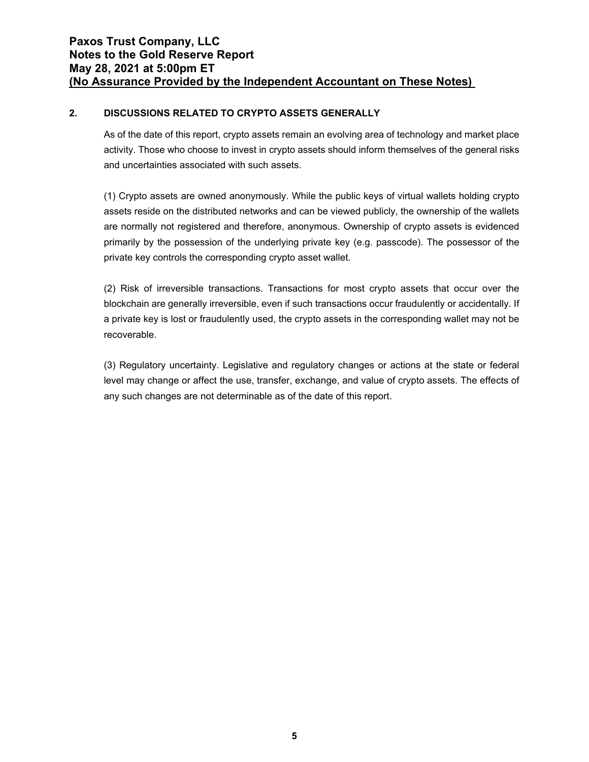# Paxos Trust Company, LLC
# Notes to the Gold Reserve Report
# May 28, 2021 at 5:00pm ET
# (No Assurance Provided by the Independent Accountant on These Notes)

## 2. DISCUSSIONS RELATED TO CRYPTO ASSETS GENERALLY

As of the date of this report, crypto assets remain an evolving area of technology and market place activity. Those who choose to invest in crypto assets should inform themselves of the general risks and uncertainties associated with such assets.

(1) Crypto assets are owned anonymously. While the public keys of virtual wallets holding crypto assets reside on the distributed networks and can be viewed publicly, the ownership of the wallets are normally not registered and therefore, anonymous. Ownership of crypto assets is evidenced primarily by the possession of the underlying private key (e.g. passcode). The possessor of the private key controls the corresponding crypto asset wallet.

(2) Risk of irreversible transactions. Transactions for most crypto assets that occur over the blockchain are generally irreversible, even if such transactions occur fraudulently or accidentally. If a private key is lost or fraudulently used, the crypto assets in the corresponding wallet may not be recoverable.

(3) Regulatory uncertainty. Legislative and regulatory changes or actions at the state or federal level may change or affect the use, transfer, exchange, and value of crypto assets. The effects of any such changes are not determinable as of the date of this report.